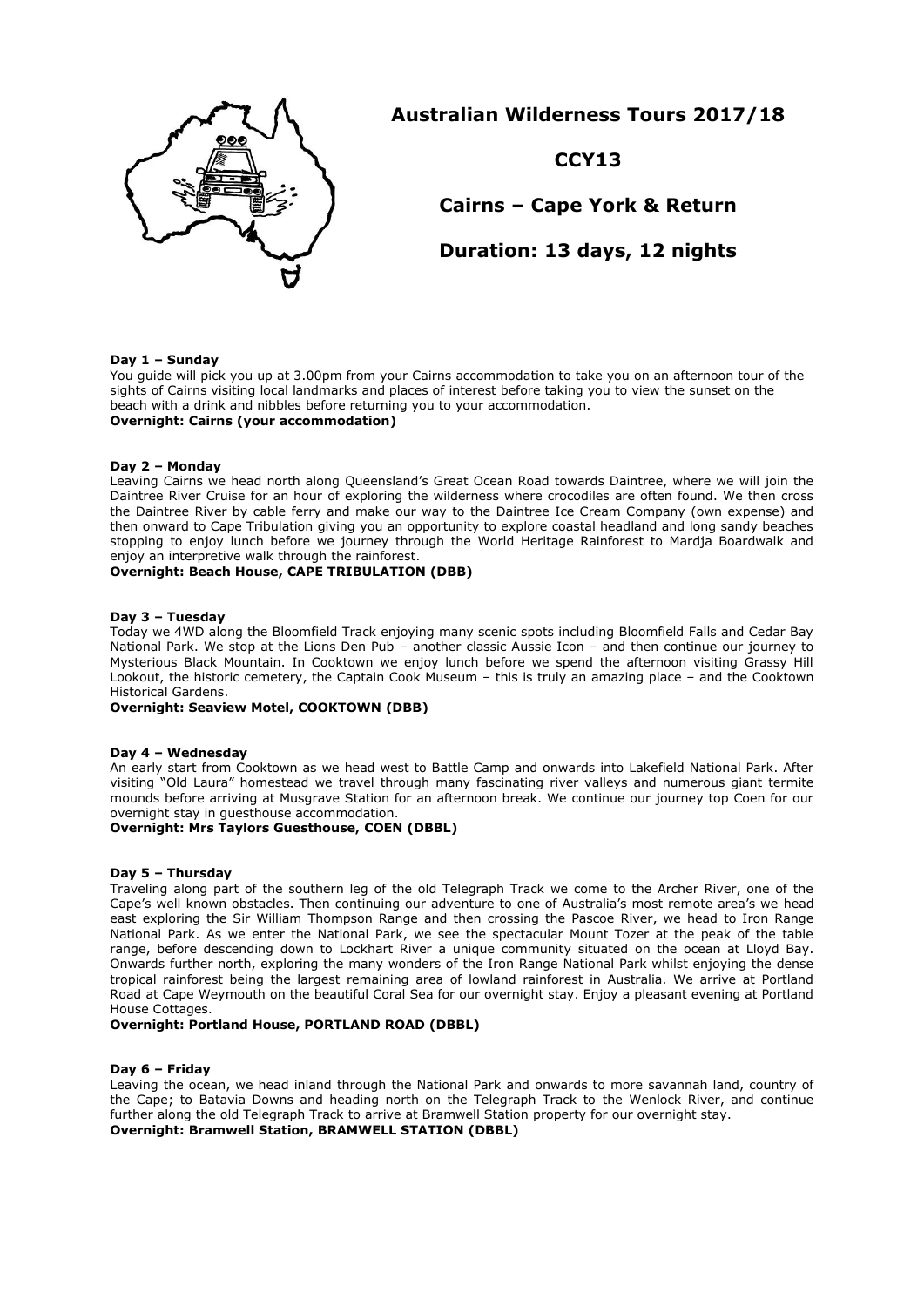# Australian Wilderness Tours 2017/18

## CCY13

## Cairns – Cape York & Return

## Duration: 13 days, 12 nights

**Day 1 – Sunday**

You guide will pick you up at 3.00pm from your Cairns accommodation to take you on an afternoon tour of the sights of Cairns visiting local landmarks and places of interest before taking you to view the sunset on the beach with a drink and nibbles before returning you to your accommodation.

**Overnight: Cairns (your accommodation)**

**Day 2 – Monday**

Leaving Cairns we head north along Queensland's Great Ocean Road towards Daintree, where we will join the Daintree River Cruise for an hour of exploring the wilderness where crocodiles are often found. We then cross the Daintree River by cable ferry and make our way to the Daintree Ice Cream Company (own expense) and then onward to Cape Tribulation giving you an opportunity to explore coastal headland and long sandy beaches stopping to enjoy lunch before we journey through the World Heritage Rainforest to Mardja Boardwalk and enjoy an interpretive walk through the rainforest.

**Overnight: Beach House, CAPE TRIBULATION (DBB)**

**Day 3 – Tuesday**

Today we 4WD along the Bloomfield Track enjoying many scenic spots including Bloomfield Falls and Cedar Bay National Park. We stop at the Lions Den Pub – another classic Aussie Icon – and then continue our journey to Mysterious Black Mountain. In Cooktown we enjoy lunch before we spend the afternoon visiting Grassy Hill Lookout, the historic cemetery, the Captain Cook Museum – this is truly an amazing place – and the Cooktown Historical Gardens.

**Overnight: Seaview Motel, COOKTOWN (DBB)**

**Day 4 – Wednesday**

An early start from Cooktown as we head west to Battle Camp and onwards into Lakefield National Park. After visiting "Old Laura" homestead we travel through many fascinating river valleys and numerous giant termite mounds before arriving at Musgrave Station for an afternoon break. We continue our journey top Coen for our overnight stay in guesthouse accommodation.

**Overnight: Mrs Taylors Guesthouse, COEN (DBBL)**

**Day 5 – Thursday**

Traveling along part of the southern leg of the old Telegraph Track we come to the Archer River, one of the Cape's well known obstacles. Then continuing our adventure to one of Australia's most remote area's we head east exploring the Sir William Thompson Range and then crossing the Pascoe River, we head to Iron Range National Park. As we enter the National Park, we see the spectacular Mount Tozer at the peak of the table range, before descending down to Lockhart River a unique community situated on the ocean at Lloyd Bay. Onwards further north, exploring the many wonders of the Iron Range National Park whilst enjoying the dense tropical rainforest being the largest remaining area of lowland rainforest in Australia. We arrive at Portland Road at Cape Weymouth on the beautiful Coral Sea for our overnight stay. Enjoy a pleasant evening at Portland House Cottages.

**Overnight: Portland House, PORTLAND ROAD (DBBL)**

**Day 6 – Friday**

Leaving the ocean, we head inland through the National Park and onwards to more savannah land, country of the Cape; to Batavia Downs and heading north on the Telegraph Track to the Wenlock River, and continue further along the old Telegraph Track to arrive at Bramwell Station property for our overnight stay.

**Overnight: Bramwell Station, BRAMWELL STATION (DBBL)**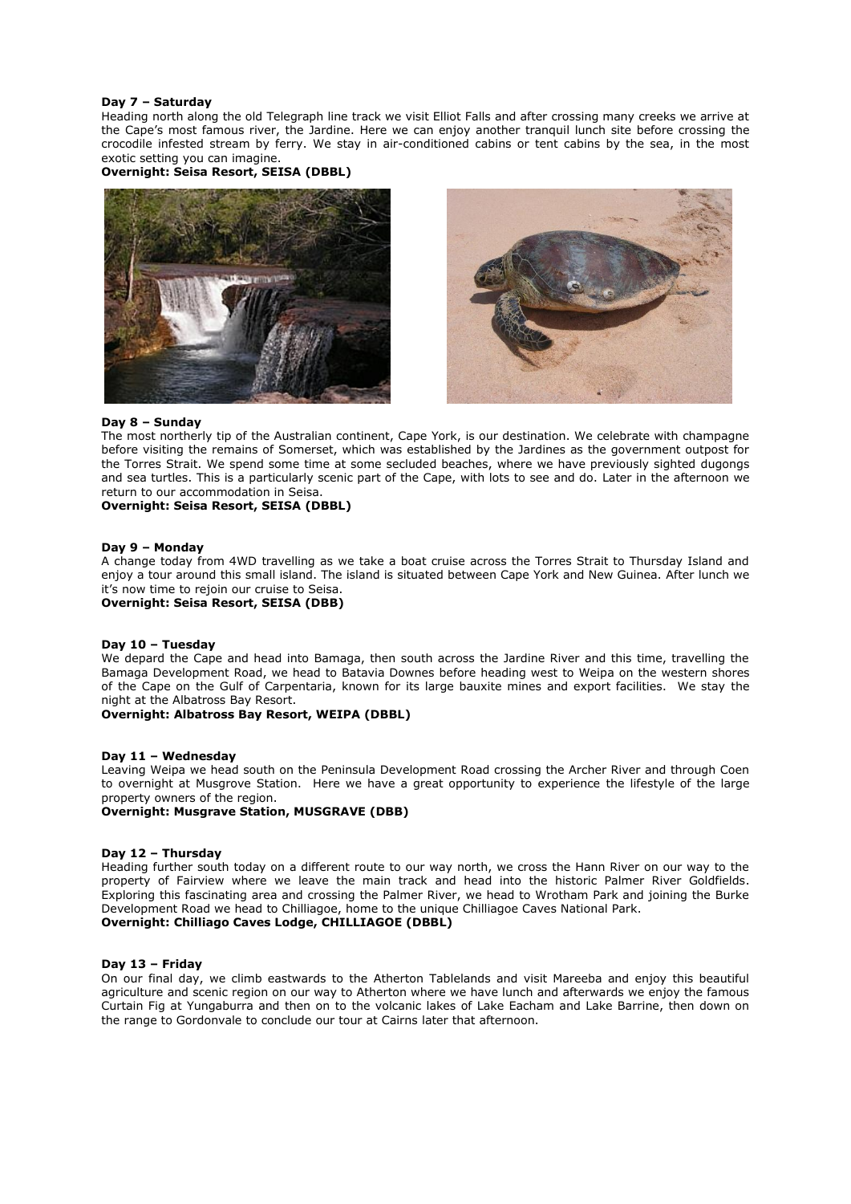**Day 7 – Saturday**

Heading north along the old Telegraph line track we visit Elliot Falls and after crossing many creeks we arrive at the Cape's most famous river, the Jardine. Here we can enjoy another tranquil lunch site before crossing the crocodile infested stream by ferry. We stay in air-conditioned cabins or tent cabins by the sea, in the most exotic setting you can imagine.

**Overnight: Seisa Resort, SEISA (DBBL)**

**Day 8 – Sunday**

The most northerly tip of the Australian continent, Cape York, is our destination. We celebrate with champagne before visiting the remains of Somerset, which was established by the Jardines as the government outpost for the Torres Strait. We spend some time at some secluded beaches, where we have previously sighted dugongs and sea turtles. This is a particularly scenic part of the Cape, with lots to see and do. Later in the afternoon we return to our accommodation in Seisa.

**Overnight: Seisa Resort, SEISA (DBBL)**

**Day 9 – Monday**

A change today from 4WD travelling as we take a boat cruise across the Torres Strait to Thursday Island and enjoy a tour around this small island. The island is situated between Cape York and New Guinea. After lunch we it's now time to rejoin our cruise to Seisa.

**Overnight: Seisa Resort, SEISA (DBB)**

**Day 10 – Tuesday**

We depard the Cape and head into Bamaga, then south across the Jardine River and this time, travelling the Bamaga Development Road, we head to Batavia Downes before heading west to Weipa on the western shores of the Cape on the Gulf of Carpentaria, known for its large bauxite mines and export facilities. We stay the night at the Albatross Bay Resort.

**Overnight: Albatross Bay Resort, WEIPA (DBBL)**

**Day 11 – Wednesday**

Leaving Weipa we head south on the Peninsula Development Road crossing the Archer River and through Coen to overnight at Musgrove Station. Here we have a great opportunity to experience the lifestyle of the large property owners of the region.

**Overnight: Musgrave Station, MUSGRAVE (DBB)**

**Day 12 – Thursday**

Heading further south today on a different route to our way north, we cross the Hann River on our way to the property of Fairview where we leave the main track and head into the historic Palmer River Goldfields. Exploring this fascinating area and crossing the Palmer River, we head to Wrotham Park and joining the Burke Development Road we head to Chilliagoe, home to the unique Chilliagoe Caves National Park.

**Overnight: Chilliago Caves Lodge, CHILLIAGOE (DBBL)**

**Day 13 – Friday**

On our final day, we climb eastwards to the Atherton Tablelands and visit Mareeba and enjoy this beautiful agriculture and scenic region on our way to Atherton where we have lunch and afterwards we enjoy the famous Curtain Fig at Yungaburra and then on to the volcanic lakes of Lake Eacham and Lake Barrine, then down on the range to Gordonvale to conclude our tour at Cairns later that afternoon.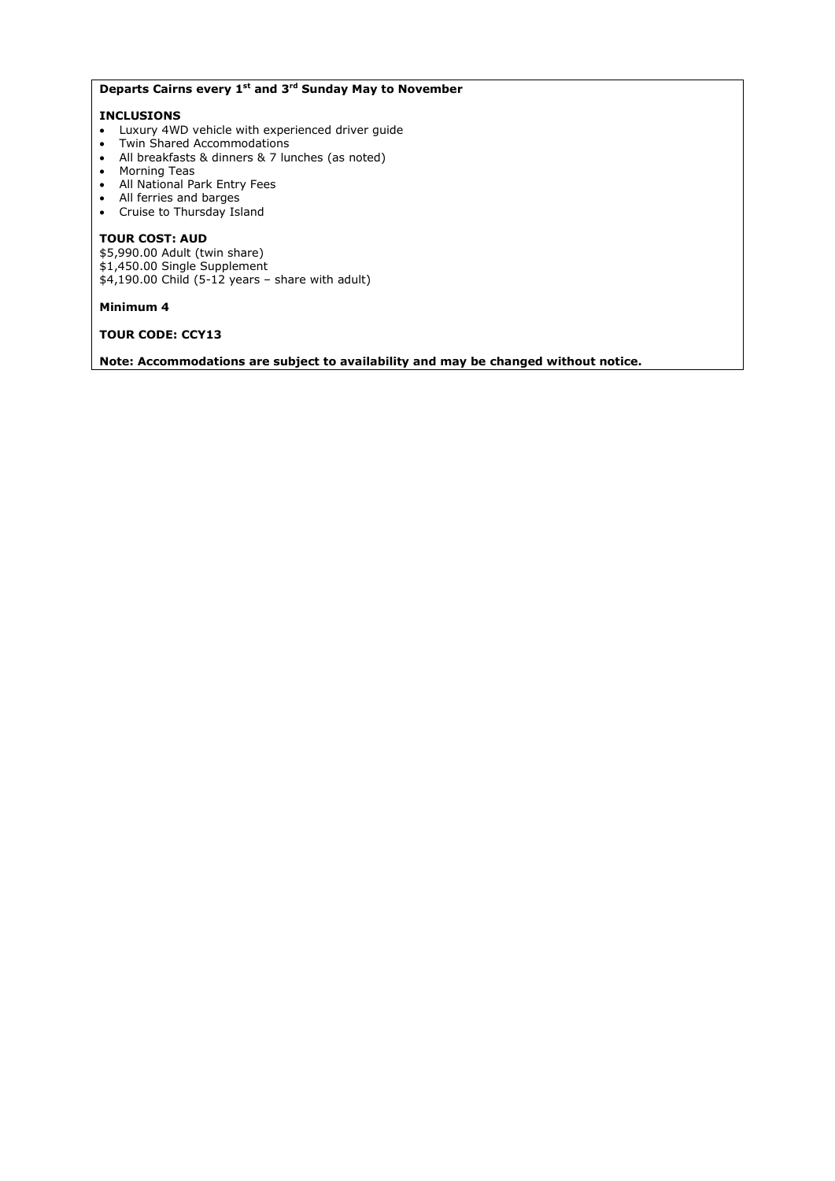**Departs Cairns every 1st and 3rd Sunday May to November**

**INCLUSIONS**

- Luxury 4WD vehicle with experienced driver guide
- Twin Shared Accommodations
- All breakfasts & dinners & 7 lunches (as noted)
- Morning Teas
- All National Park Entry Fees
- All ferries and barges
- Cruise to Thursday Island

**TOUR COST: AUD**

$5,990.00 Adult (twin share)
$1,450.00 Single Supplement
$4,190.00 Child (5-12 years – share with adult)

**Minimum 4**

**TOUR CODE: CCY13**

**Note: Accommodations are subject to availability and may be changed without notice.**